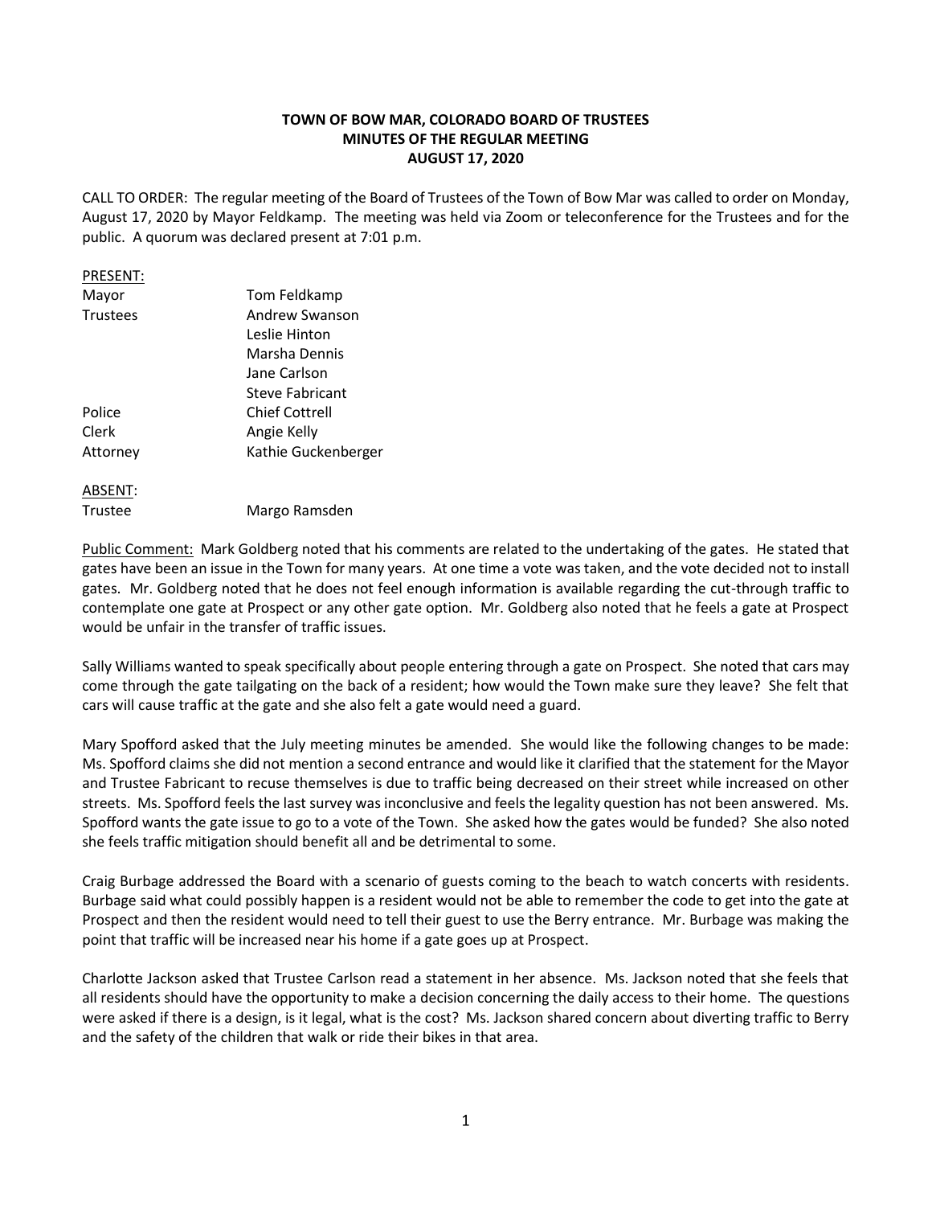**TOWN OF BOW MAR, COLORADO BOARD OF TRUSTEES**
**MINUTES OF THE REGULAR MEETING**
**AUGUST 17, 2020**

CALL TO ORDER: The regular meeting of the Board of Trustees of the Town of Bow Mar was called to order on Monday, August 17, 2020 by Mayor Feldkamp. The meeting was held via Zoom or teleconference for the Trustees and for the public. A quorum was declared present at 7:01 p.m.

PRESENT:

| | |
|---|---|
| Mayor | Tom Feldkamp |
| Trustees | Andrew Swanson |
| | Leslie Hinton |
| | Marsha Dennis |
| | Jane Carlson |
| | Steve Fabricant |
| Police | Chief Cottrell |
| Clerk | Angie Kelly |
| Attorney | Kathie Guckenberger |

ABSENT:

| | |
|---|---|
| Trustee | Margo Ramsden |

Public Comment: Mark Goldberg noted that his comments are related to the undertaking of the gates. He stated that gates have been an issue in the Town for many years. At one time a vote was taken, and the vote decided not to install gates. Mr. Goldberg noted that he does not feel enough information is available regarding the cut-through traffic to contemplate one gate at Prospect or any other gate option. Mr. Goldberg also noted that he feels a gate at Prospect would be unfair in the transfer of traffic issues.

Sally Williams wanted to speak specifically about people entering through a gate on Prospect. She noted that cars may come through the gate tailgating on the back of a resident; how would the Town make sure they leave? She felt that cars will cause traffic at the gate and she also felt a gate would need a guard.

Mary Spofford asked that the July meeting minutes be amended. She would like the following changes to be made: Ms. Spofford claims she did not mention a second entrance and would like it clarified that the statement for the Mayor and Trustee Fabricant to recuse themselves is due to traffic being decreased on their street while increased on other streets. Ms. Spofford feels the last survey was inconclusive and feels the legality question has not been answered. Ms. Spofford wants the gate issue to go to a vote of the Town. She asked how the gates would be funded? She also noted she feels traffic mitigation should benefit all and be detrimental to some.

Craig Burbage addressed the Board with a scenario of guests coming to the beach to watch concerts with residents. Burbage said what could possibly happen is a resident would not be able to remember the code to get into the gate at Prospect and then the resident would need to tell their guest to use the Berry entrance. Mr. Burbage was making the point that traffic will be increased near his home if a gate goes up at Prospect.

Charlotte Jackson asked that Trustee Carlson read a statement in her absence. Ms. Jackson noted that she feels that all residents should have the opportunity to make a decision concerning the daily access to their home. The questions were asked if there is a design, is it legal, what is the cost? Ms. Jackson shared concern about diverting traffic to Berry and the safety of the children that walk or ride their bikes in that area.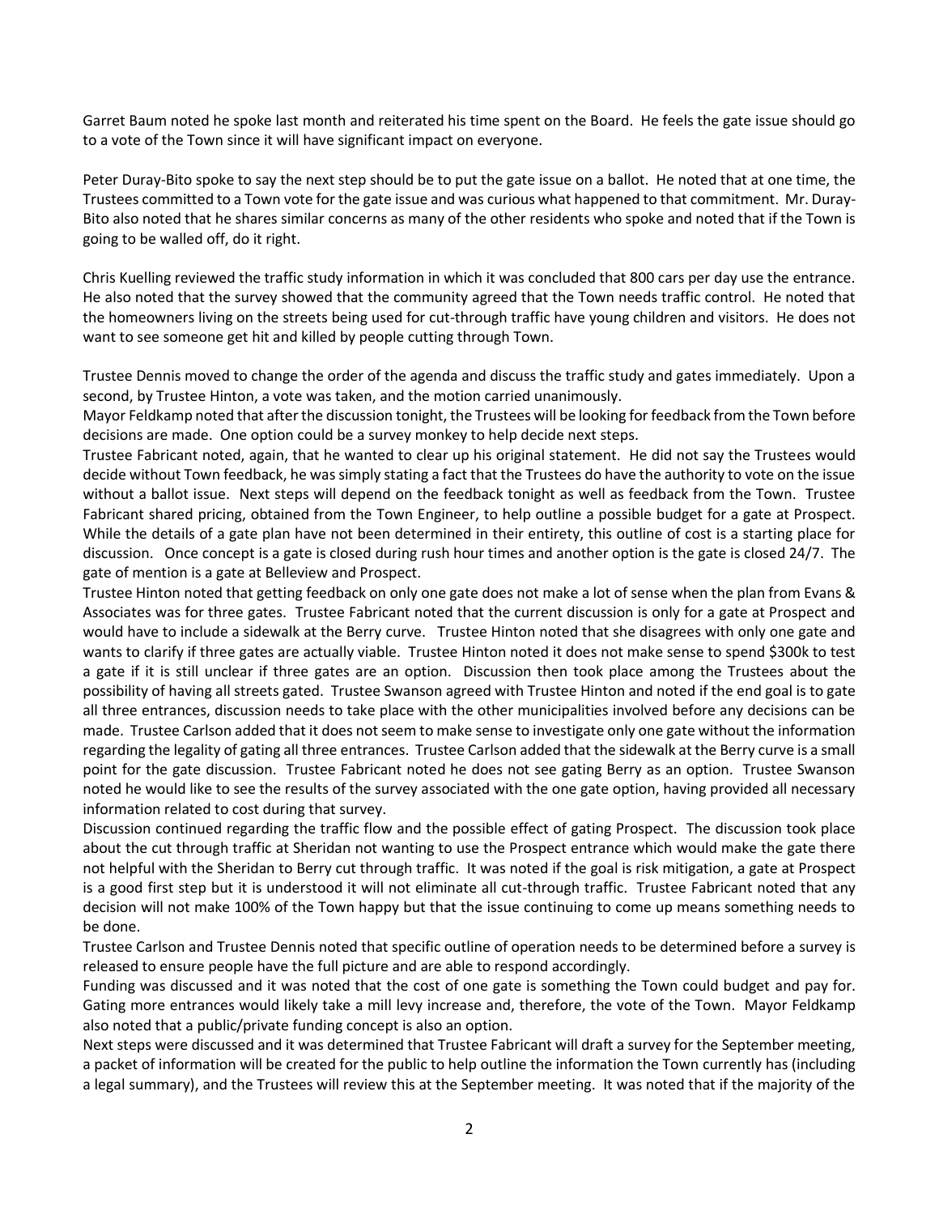Garret Baum noted he spoke last month and reiterated his time spent on the Board. He feels the gate issue should go to a vote of the Town since it will have significant impact on everyone.

Peter Duray-Bito spoke to say the next step should be to put the gate issue on a ballot. He noted that at one time, the Trustees committed to a Town vote for the gate issue and was curious what happened to that commitment. Mr. Duray-Bito also noted that he shares similar concerns as many of the other residents who spoke and noted that if the Town is going to be walled off, do it right.

Chris Kuelling reviewed the traffic study information in which it was concluded that 800 cars per day use the entrance. He also noted that the survey showed that the community agreed that the Town needs traffic control. He noted that the homeowners living on the streets being used for cut-through traffic have young children and visitors. He does not want to see someone get hit and killed by people cutting through Town.

Trustee Dennis moved to change the order of the agenda and discuss the traffic study and gates immediately. Upon a second, by Trustee Hinton, a vote was taken, and the motion carried unanimously.

Mayor Feldkamp noted that after the discussion tonight, the Trustees will be looking for feedback from the Town before decisions are made. One option could be a survey monkey to help decide next steps.

Trustee Fabricant noted, again, that he wanted to clear up his original statement. He did not say the Trustees would decide without Town feedback, he was simply stating a fact that the Trustees do have the authority to vote on the issue without a ballot issue. Next steps will depend on the feedback tonight as well as feedback from the Town. Trustee Fabricant shared pricing, obtained from the Town Engineer, to help outline a possible budget for a gate at Prospect. While the details of a gate plan have not been determined in their entirety, this outline of cost is a starting place for discussion. Once concept is a gate is closed during rush hour times and another option is the gate is closed 24/7. The gate of mention is a gate at Belleview and Prospect.

Trustee Hinton noted that getting feedback on only one gate does not make a lot of sense when the plan from Evans & Associates was for three gates. Trustee Fabricant noted that the current discussion is only for a gate at Prospect and would have to include a sidewalk at the Berry curve. Trustee Hinton noted that she disagrees with only one gate and wants to clarify if three gates are actually viable. Trustee Hinton noted it does not make sense to spend $300k to test a gate if it is still unclear if three gates are an option. Discussion then took place among the Trustees about the possibility of having all streets gated. Trustee Swanson agreed with Trustee Hinton and noted if the end goal is to gate all three entrances, discussion needs to take place with the other municipalities involved before any decisions can be made. Trustee Carlson added that it does not seem to make sense to investigate only one gate without the information regarding the legality of gating all three entrances. Trustee Carlson added that the sidewalk at the Berry curve is a small point for the gate discussion. Trustee Fabricant noted he does not see gating Berry as an option. Trustee Swanson noted he would like to see the results of the survey associated with the one gate option, having provided all necessary information related to cost during that survey.

Discussion continued regarding the traffic flow and the possible effect of gating Prospect. The discussion took place about the cut through traffic at Sheridan not wanting to use the Prospect entrance which would make the gate there not helpful with the Sheridan to Berry cut through traffic. It was noted if the goal is risk mitigation, a gate at Prospect is a good first step but it is understood it will not eliminate all cut-through traffic. Trustee Fabricant noted that any decision will not make 100% of the Town happy but that the issue continuing to come up means something needs to be done.

Trustee Carlson and Trustee Dennis noted that specific outline of operation needs to be determined before a survey is released to ensure people have the full picture and are able to respond accordingly.

Funding was discussed and it was noted that the cost of one gate is something the Town could budget and pay for. Gating more entrances would likely take a mill levy increase and, therefore, the vote of the Town. Mayor Feldkamp also noted that a public/private funding concept is also an option.

Next steps were discussed and it was determined that Trustee Fabricant will draft a survey for the September meeting, a packet of information will be created for the public to help outline the information the Town currently has (including a legal summary), and the Trustees will review this at the September meeting. It was noted that if the majority of the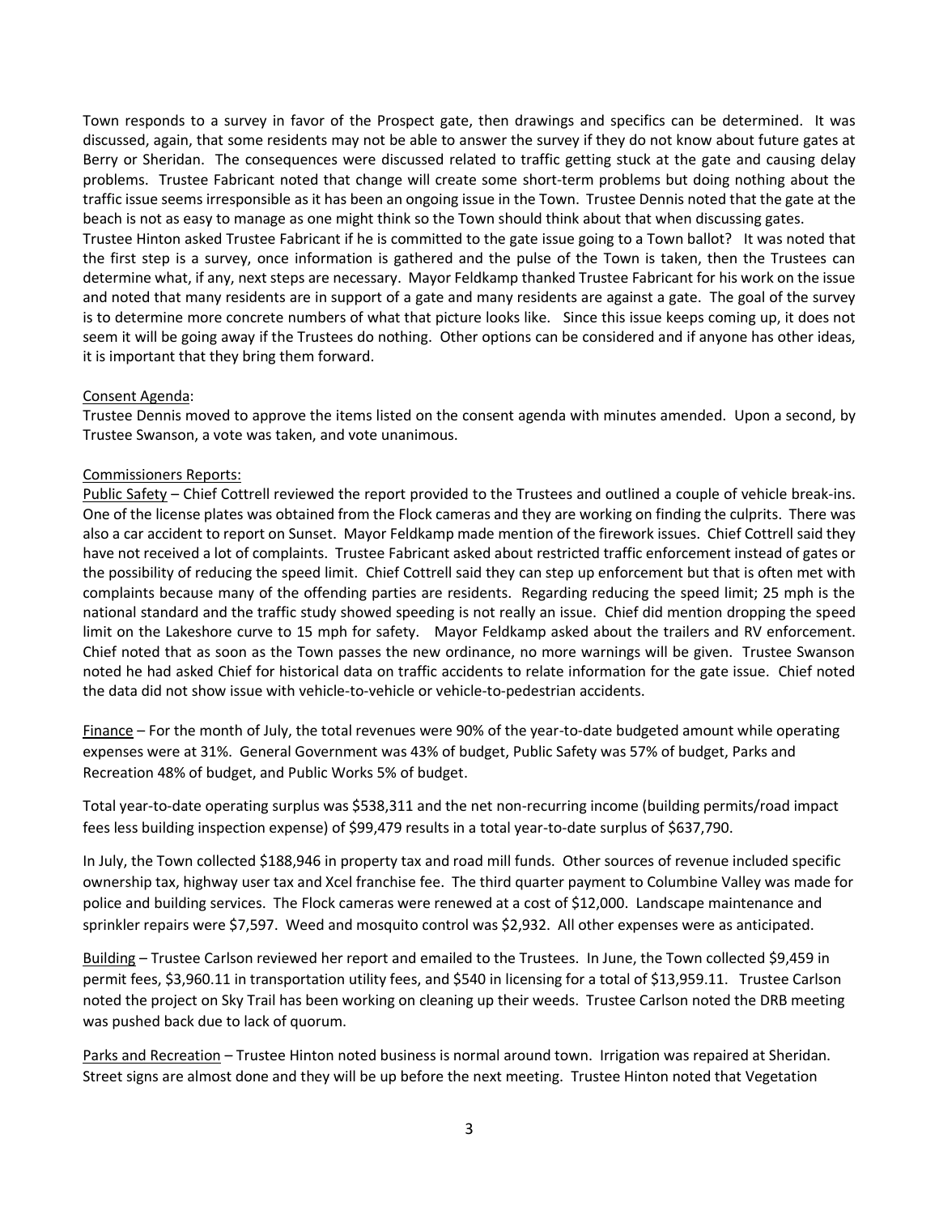Town responds to a survey in favor of the Prospect gate, then drawings and specifics can be determined. It was discussed, again, that some residents may not be able to answer the survey if they do not know about future gates at Berry or Sheridan. The consequences were discussed related to traffic getting stuck at the gate and causing delay problems. Trustee Fabricant noted that change will create some short-term problems but doing nothing about the traffic issue seems irresponsible as it has been an ongoing issue in the Town. Trustee Dennis noted that the gate at the beach is not as easy to manage as one might think so the Town should think about that when discussing gates.
Trustee Hinton asked Trustee Fabricant if he is committed to the gate issue going to a Town ballot? It was noted that the first step is a survey, once information is gathered and the pulse of the Town is taken, then the Trustees can determine what, if any, next steps are necessary. Mayor Feldkamp thanked Trustee Fabricant for his work on the issue and noted that many residents are in support of a gate and many residents are against a gate. The goal of the survey is to determine more concrete numbers of what that picture looks like. Since this issue keeps coming up, it does not seem it will be going away if the Trustees do nothing. Other options can be considered and if anyone has other ideas, it is important that they bring them forward.

Consent Agenda:
Trustee Dennis moved to approve the items listed on the consent agenda with minutes amended. Upon a second, by Trustee Swanson, a vote was taken, and vote unanimous.

Commissioners Reports:
Public Safety – Chief Cottrell reviewed the report provided to the Trustees and outlined a couple of vehicle break-ins. One of the license plates was obtained from the Flock cameras and they are working on finding the culprits. There was also a car accident to report on Sunset. Mayor Feldkamp made mention of the firework issues. Chief Cottrell said they have not received a lot of complaints. Trustee Fabricant asked about restricted traffic enforcement instead of gates or the possibility of reducing the speed limit. Chief Cottrell said they can step up enforcement but that is often met with complaints because many of the offending parties are residents. Regarding reducing the speed limit; 25 mph is the national standard and the traffic study showed speeding is not really an issue. Chief did mention dropping the speed limit on the Lakeshore curve to 15 mph for safety. Mayor Feldkamp asked about the trailers and RV enforcement. Chief noted that as soon as the Town passes the new ordinance, no more warnings will be given. Trustee Swanson noted he had asked Chief for historical data on traffic accidents to relate information for the gate issue. Chief noted the data did not show issue with vehicle-to-vehicle or vehicle-to-pedestrian accidents.

Finance – For the month of July, the total revenues were 90% of the year-to-date budgeted amount while operating expenses were at 31%. General Government was 43% of budget, Public Safety was 57% of budget, Parks and Recreation 48% of budget, and Public Works 5% of budget.

Total year-to-date operating surplus was $538,311 and the net non-recurring income (building permits/road impact fees less building inspection expense) of $99,479 results in a total year-to-date surplus of $637,790.

In July, the Town collected $188,946 in property tax and road mill funds. Other sources of revenue included specific ownership tax, highway user tax and Xcel franchise fee. The third quarter payment to Columbine Valley was made for police and building services. The Flock cameras were renewed at a cost of $12,000. Landscape maintenance and sprinkler repairs were $7,597. Weed and mosquito control was $2,932. All other expenses were as anticipated.

Building – Trustee Carlson reviewed her report and emailed to the Trustees. In June, the Town collected $9,459 in permit fees, $3,960.11 in transportation utility fees, and $540 in licensing for a total of $13,959.11. Trustee Carlson noted the project on Sky Trail has been working on cleaning up their weeds. Trustee Carlson noted the DRB meeting was pushed back due to lack of quorum.

Parks and Recreation – Trustee Hinton noted business is normal around town. Irrigation was repaired at Sheridan. Street signs are almost done and they will be up before the next meeting. Trustee Hinton noted that Vegetation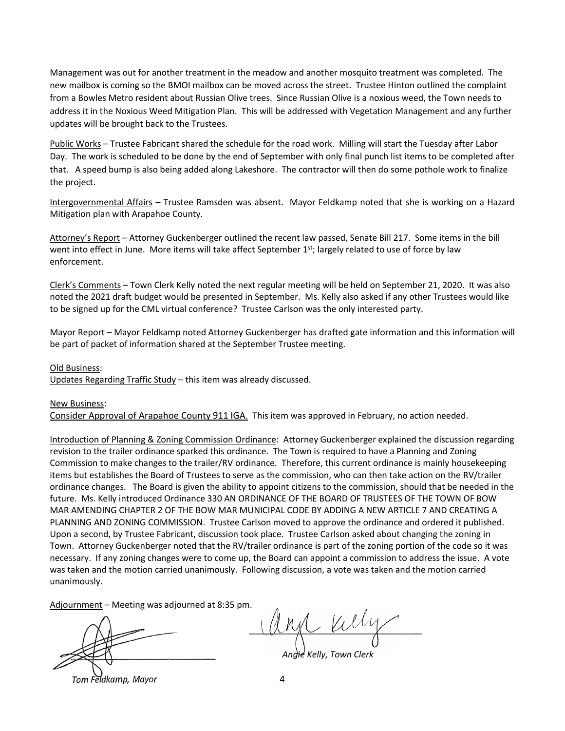Management was out for another treatment in the meadow and another mosquito treatment was completed. The new mailbox is coming so the BMOI mailbox can be moved across the street. Trustee Hinton outlined the complaint from a Bowles Metro resident about Russian Olive trees. Since Russian Olive is a noxious weed, the Town needs to address it in the Noxious Weed Mitigation Plan. This will be addressed with Vegetation Management and any further updates will be brought back to the Trustees.

Public Works – Trustee Fabricant shared the schedule for the road work. Milling will start the Tuesday after Labor Day. The work is scheduled to be done by the end of September with only final punch list items to be completed after that. A speed bump is also being added along Lakeshore. The contractor will then do some pothole work to finalize the project.

Intergovernmental Affairs – Trustee Ramsden was absent. Mayor Feldkamp noted that she is working on a Hazard Mitigation plan with Arapahoe County.

Attorney's Report – Attorney Guckenberger outlined the recent law passed, Senate Bill 217. Some items in the bill went into effect in June. More items will take affect September 1st; largely related to use of force by law enforcement.

Clerk's Comments – Town Clerk Kelly noted the next regular meeting will be held on September 21, 2020. It was also noted the 2021 draft budget would be presented in September. Ms. Kelly also asked if any other Trustees would like to be signed up for the CML virtual conference? Trustee Carlson was the only interested party.

Mayor Report – Mayor Feldkamp noted Attorney Guckenberger has drafted gate information and this information will be part of packet of information shared at the September Trustee meeting.

Old Business:
Updates Regarding Traffic Study – this item was already discussed.

New Business:
Consider Approval of Arapahoe County 911 IGA. This item was approved in February, no action needed.

Introduction of Planning & Zoning Commission Ordinance: Attorney Guckenberger explained the discussion regarding revision to the trailer ordinance sparked this ordinance. The Town is required to have a Planning and Zoning Commission to make changes to the trailer/RV ordinance. Therefore, this current ordinance is mainly housekeeping items but establishes the Board of Trustees to serve as the commission, who can then take action on the RV/trailer ordinance changes. The Board is given the ability to appoint citizens to the commission, should that be needed in the future. Ms. Kelly introduced Ordinance 330 AN ORDINANCE OF THE BOARD OF TRUSTEES OF THE TOWN OF BOW MAR AMENDING CHAPTER 2 OF THE BOW MAR MUNICIPAL CODE BY ADDING A NEW ARTICLE 7 AND CREATING A PLANNING AND ZONING COMMISSION. Trustee Carlson moved to approve the ordinance and ordered it published. Upon a second, by Trustee Fabricant, discussion took place. Trustee Carlson asked about changing the zoning in Town. Attorney Guckenberger noted that the RV/trailer ordinance is part of the zoning portion of the code so it was necessary. If any zoning changes were to come up, the Board can appoint a commission to address the issue. A vote was taken and the motion carried unanimously. Following discussion, a vote was taken and the motion carried unanimously.

Adjournment – Meeting was adjourned at 8:35 pm.

*Tom Feldkamp, Mayor*

*Angie Kelly, Town Clerk*